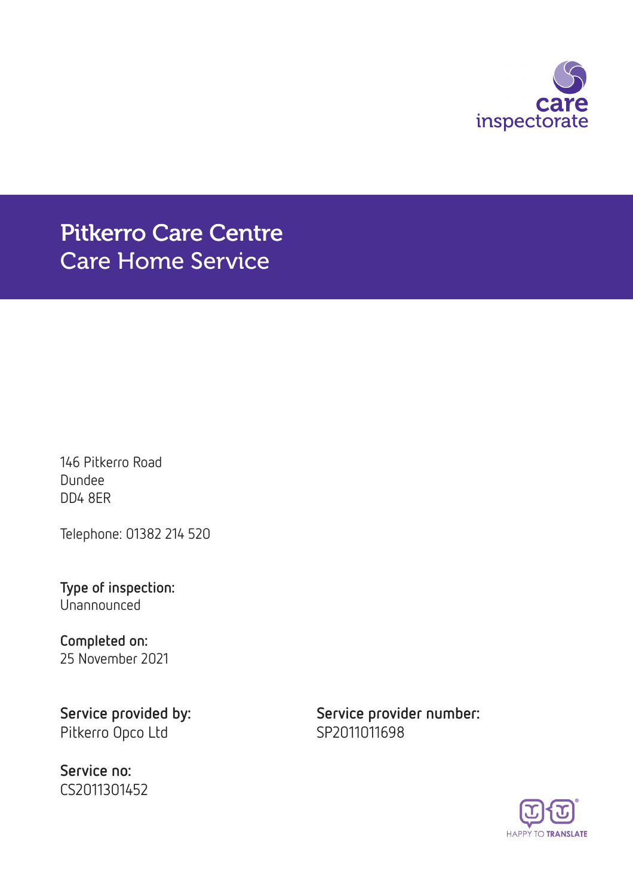# Pitkerro Care Centre
## Care Home Service

146 Pitkerro Road
Dundee
DD4 8ER

Telephone: 01382 214 520

**Type of inspection:**
Unannounced

**Completed on:**
25 November 2021

**Service provided by:**
Pitkerro Opco Ltd

**Service provider number:**
SP2011011698

**Service no:**
CS2011301452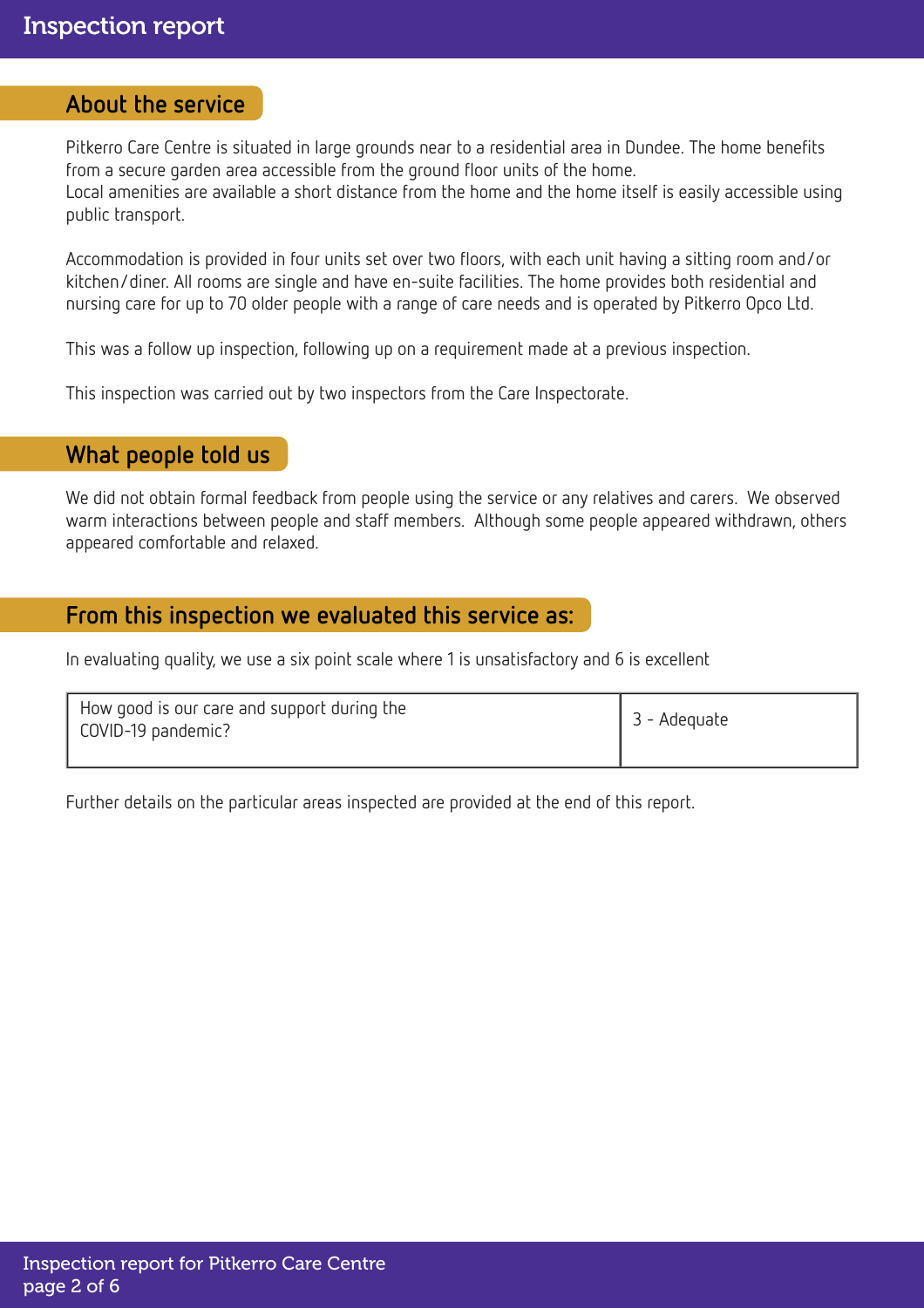## About the service

Pitkerro Care Centre is situated in large grounds near to a residential area in Dundee. The home benefits from a secure garden area accessible from the ground floor units of the home.
Local amenities are available a short distance from the home and the home itself is easily accessible using public transport.

Accommodation is provided in four units set over two floors, with each unit having a sitting room and/or kitchen/diner. All rooms are single and have en-suite facilities. The home provides both residential and nursing care for up to 70 older people with a range of care needs and is operated by Pitkerro Opco Ltd.

This was a follow up inspection, following up on a requirement made at a previous inspection.

This inspection was carried out by two inspectors from the Care Inspectorate.

## What people told us

We did not obtain formal feedback from people using the service or any relatives and carers. We observed warm interactions between people and staff members. Although some people appeared withdrawn, others appeared comfortable and relaxed.

## From this inspection we evaluated this service as:

In evaluating quality, we use a six point scale where 1 is unsatisfactory and 6 is excellent

| | |
|---|---|
| How good is our care and support during the COVID-19 pandemic? | 3 - Adequate |

Further details on the particular areas inspected are provided at the end of this report.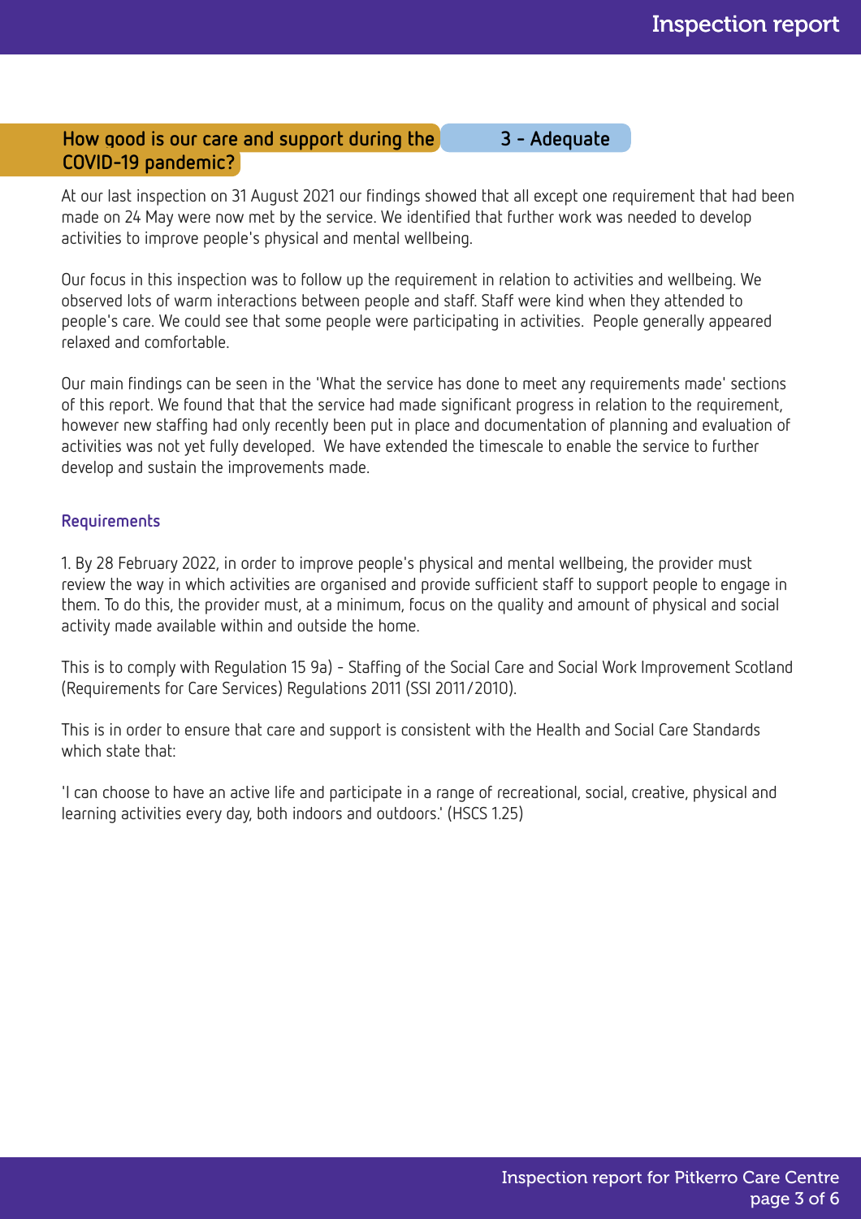## How good is our care and support during the COVID-19 pandemic? — 3 - Adequate

At our last inspection on 31 August 2021 our findings showed that all except one requirement that had been made on 24 May were now met by the service. We identified that further work was needed to develop activities to improve people's physical and mental wellbeing.

Our focus in this inspection was to follow up the requirement in relation to activities and wellbeing. We observed lots of warm interactions between people and staff. Staff were kind when they attended to people's care. We could see that some people were participating in activities. People generally appeared relaxed and comfortable.

Our main findings can be seen in the 'What the service has done to meet any requirements made' sections of this report. We found that that the service had made significant progress in relation to the requirement, however new staffing had only recently been put in place and documentation of planning and evaluation of activities was not yet fully developed. We have extended the timescale to enable the service to further develop and sustain the improvements made.

### Requirements

1. By 28 February 2022, in order to improve people's physical and mental wellbeing, the provider must review the way in which activities are organised and provide sufficient staff to support people to engage in them. To do this, the provider must, at a minimum, focus on the quality and amount of physical and social activity made available within and outside the home.

This is to comply with Regulation 15 9a) - Staffing of the Social Care and Social Work Improvement Scotland (Requirements for Care Services) Regulations 2011 (SSI 2011/2010).

This is in order to ensure that care and support is consistent with the Health and Social Care Standards which state that:

'I can choose to have an active life and participate in a range of recreational, social, creative, physical and learning activities every day, both indoors and outdoors.' (HSCS 1.25)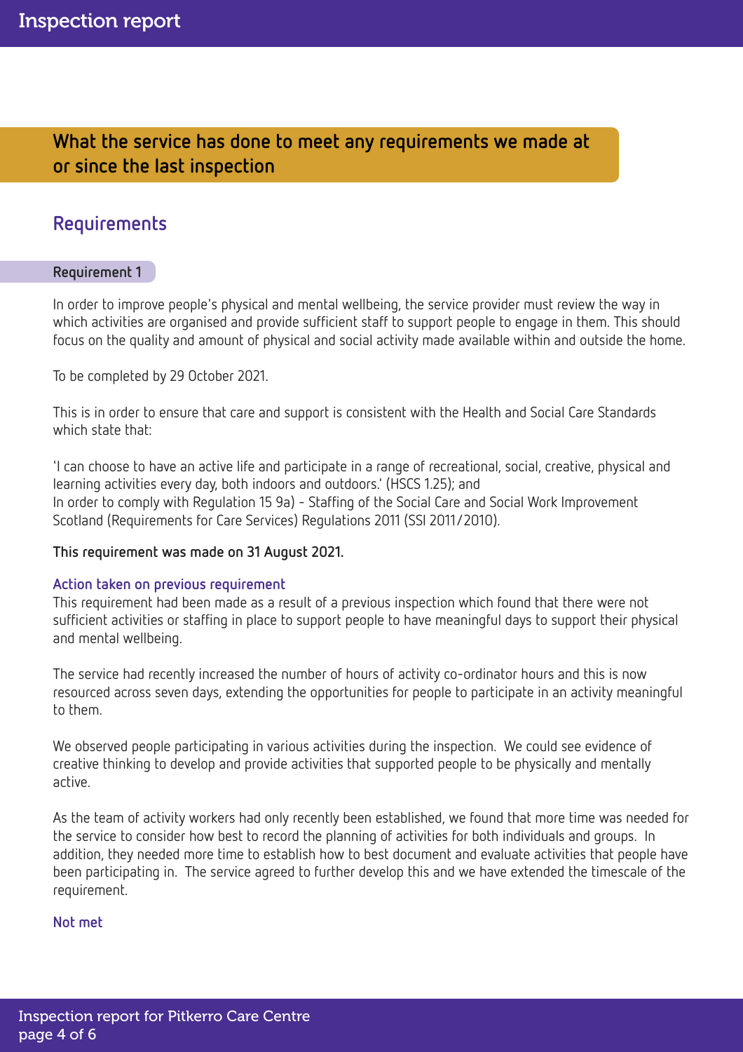## What the service has done to meet any requirements we made at or since the last inspection

### Requirements

#### Requirement 1

In order to improve people's physical and mental wellbeing, the service provider must review the way in which activities are organised and provide sufficient staff to support people to engage in them. This should focus on the quality and amount of physical and social activity made available within and outside the home.

To be completed by 29 October 2021.

This is in order to ensure that care and support is consistent with the Health and Social Care Standards which state that:

'I can choose to have an active life and participate in a range of recreational, social, creative, physical and learning activities every day, both indoors and outdoors.' (HSCS 1.25); and
In order to comply with Regulation 15 9a) - Staffing of the Social Care and Social Work Improvement Scotland (Requirements for Care Services) Regulations 2011 (SSI 2011/2010).

**This requirement was made on 31 August 2021.**

**Action taken on previous requirement**

This requirement had been made as a result of a previous inspection which found that there were not sufficient activities or staffing in place to support people to have meaningful days to support their physical and mental wellbeing.

The service had recently increased the number of hours of activity co-ordinator hours and this is now resourced across seven days, extending the opportunities for people to participate in an activity meaningful to them.

We observed people participating in various activities during the inspection. We could see evidence of creative thinking to develop and provide activities that supported people to be physically and mentally active.

As the team of activity workers had only recently been established, we found that more time was needed for the service to consider how best to record the planning of activities for both individuals and groups. In addition, they needed more time to establish how to best document and evaluate activities that people have been participating in. The service agreed to further develop this and we have extended the timescale of the requirement.

**Not met**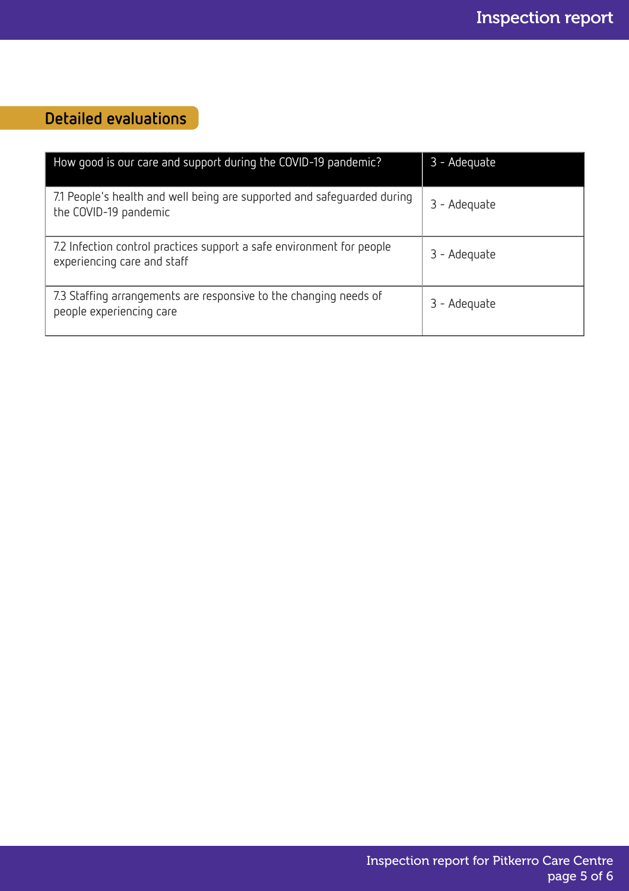## Detailed evaluations

| How good is our care and support during the COVID-19 pandemic? | 3 - Adequate |
| --- | --- |
| 7.1 People's health and well being are supported and safeguarded during the COVID-19 pandemic | 3 - Adequate |
| 7.2 Infection control practices support a safe environment for people experiencing care and staff | 3 - Adequate |
| 7.3 Staffing arrangements are responsive to the changing needs of people experiencing care | 3 - Adequate |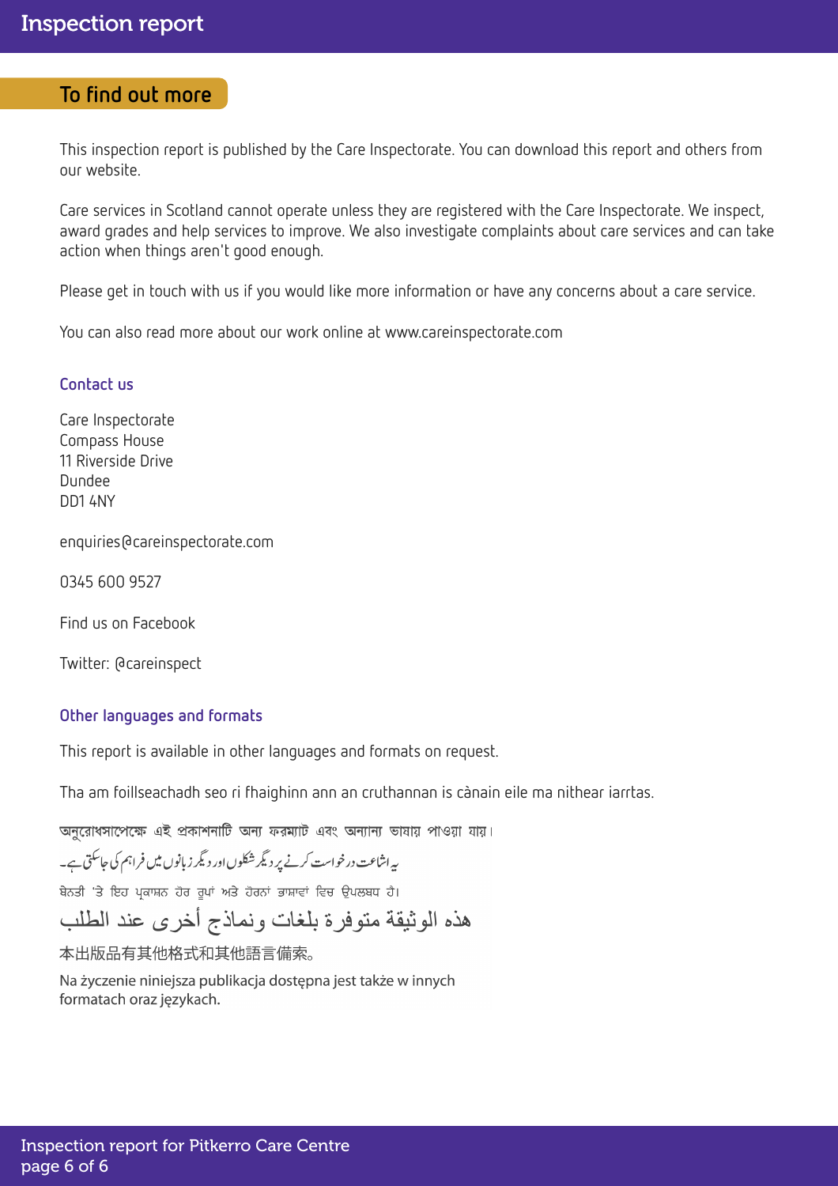## To find out more

This inspection report is published by the Care Inspectorate. You can download this report and others from our website.

Care services in Scotland cannot operate unless they are registered with the Care Inspectorate. We inspect, award grades and help services to improve. We also investigate complaints about care services and can take action when things aren't good enough.

Please get in touch with us if you would like more information or have any concerns about a care service.

You can also read more about our work online at www.careinspectorate.com

### Contact us

Care Inspectorate
Compass House
11 Riverside Drive
Dundee
DD1 4NY

enquiries@careinspectorate.com

0345 600 9527

Find us on Facebook

Twitter: @careinspect

### Other languages and formats

This report is available in other languages and formats on request.

Tha am foillseachadh seo ri fhaighinn ann an cruthannan is cànain eile ma nithear iarrtas.

অনুরোধসাপেক্ষে এই প্রকাশনাটি অন্য ফরম্যাট এবং অন্যান্য ভাষায় পাওয়া যায়।

یہ اشاعت درخواست کرنے پر دیگر شکلوں اور دیگر زبانوں میں فراہم کی جاسکتی ہے۔

ਬੇਨਤੀ 'ਤੇ ਇਹ ਪ੍ਰਕਾਸ਼ਨ ਹੋਰ ਰੂਪਾਂ ਅਤੇ ਹੋਰਨਾਂ ਭਾਸ਼ਾਵਾਂ ਵਿਚ ਉਪਲਬਧ ਹੈ।

هذه الوثيقة متوفرة بلغات ونماذج أخرى عند الطلب

本出版品有其他格式和其他語言備索。

Na życzenie niniejsza publikacja dostępna jest także w innych formatach oraz językach.